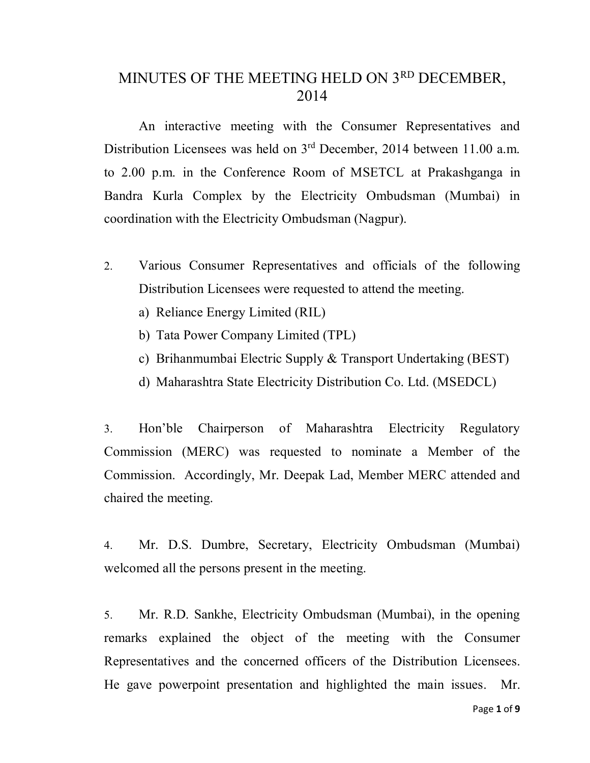# MINUTES OF THE MEETING HELD ON 3RD DECEMBER, 2014

An interactive meeting with the Consumer Representatives and Distribution Licensees was held on 3rd December, 2014 between 11.00 a.m. to 2.00 p.m. in the Conference Room of MSETCL at Prakashganga in Bandra Kurla Complex by the Electricity Ombudsman (Mumbai) in coordination with the Electricity Ombudsman (Nagpur).

2. Various Consumer Representatives and officials of the following Distribution Licensees were requested to attend the meeting.

   a) Reliance Energy Limited (RIL)
   b) Tata Power Company Limited (TPL)
   c) Brihanmumbai Electric Supply & Transport Undertaking (BEST)
   d) Maharashtra State Electricity Distribution Co. Ltd. (MSEDCL)

3. Hon'ble Chairperson of Maharashtra Electricity Regulatory Commission (MERC) was requested to nominate a Member of the Commission. Accordingly, Mr. Deepak Lad, Member MERC attended and chaired the meeting.

4. Mr. D.S. Dumbre, Secretary, Electricity Ombudsman (Mumbai) welcomed all the persons present in the meeting.

5. Mr. R.D. Sankhe, Electricity Ombudsman (Mumbai), in the opening remarks explained the object of the meeting with the Consumer Representatives and the concerned officers of the Distribution Licensees. He gave powerpoint presentation and highlighted the main issues. Mr.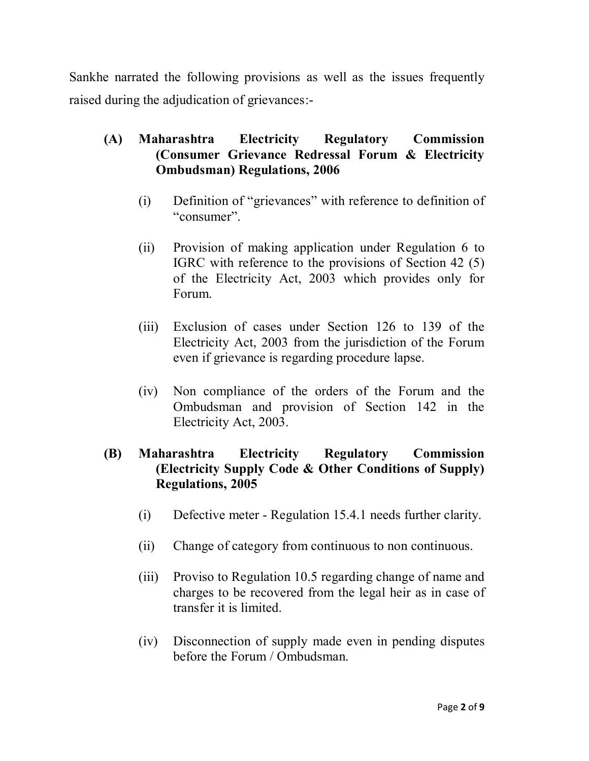Sankhe narrated the following provisions as well as the issues frequently raised during the adjudication of grievances:-

**(A) Maharashtra Electricity Regulatory Commission (Consumer Grievance Redressal Forum & Electricity Ombudsman) Regulations, 2006**

(i) Definition of "grievances" with reference to definition of "consumer".

(ii) Provision of making application under Regulation 6 to IGRC with reference to the provisions of Section 42 (5) of the Electricity Act, 2003 which provides only for Forum.

(iii) Exclusion of cases under Section 126 to 139 of the Electricity Act, 2003 from the jurisdiction of the Forum even if grievance is regarding procedure lapse.

(iv) Non compliance of the orders of the Forum and the Ombudsman and provision of Section 142 in the Electricity Act, 2003.

**(B) Maharashtra Electricity Regulatory Commission (Electricity Supply Code & Other Conditions of Supply) Regulations, 2005**

(i) Defective meter - Regulation 15.4.1 needs further clarity.

(ii) Change of category from continuous to non continuous.

(iii) Proviso to Regulation 10.5 regarding change of name and charges to be recovered from the legal heir as in case of transfer it is limited.

(iv) Disconnection of supply made even in pending disputes before the Forum / Ombudsman.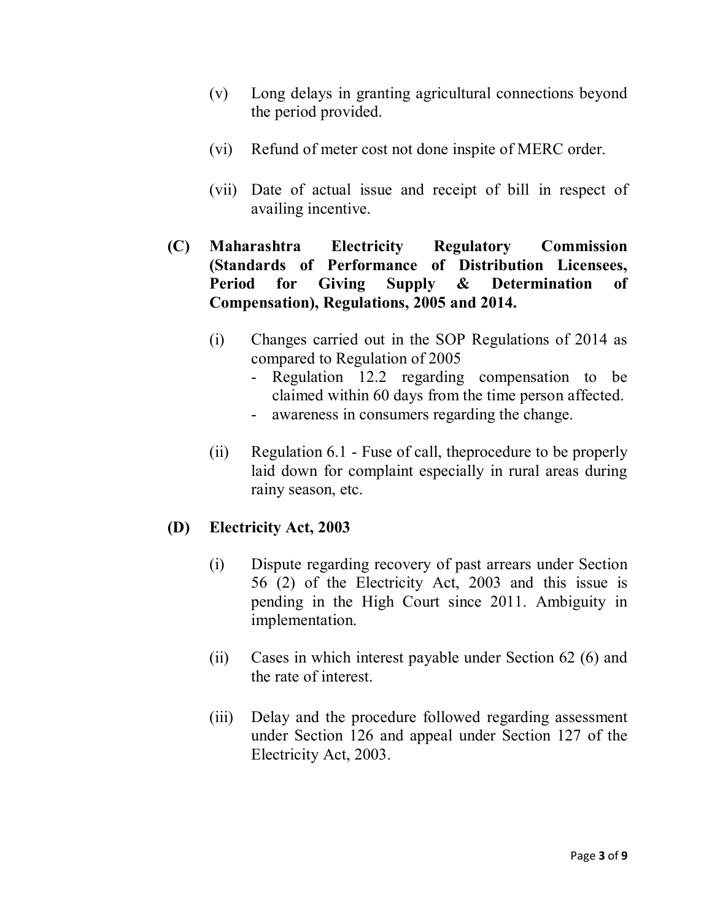(v) Long delays in granting agricultural connections beyond the period provided.

(vi) Refund of meter cost not done inspite of MERC order.

(vii) Date of actual issue and receipt of bill in respect of availing incentive.

**(C) Maharashtra Electricity Regulatory Commission (Standards of Performance of Distribution Licensees, Period for Giving Supply & Determination of Compensation), Regulations, 2005 and 2014.**

(i) Changes carried out in the SOP Regulations of 2014 as compared to Regulation of 2005
- Regulation 12.2 regarding compensation to be claimed within 60 days from the time person affected.
- awareness in consumers regarding the change.

(ii) Regulation 6.1 - Fuse of call, theprocedure to be properly laid down for complaint especially in rural areas during rainy season, etc.

**(D) Electricity Act, 2003**

(i) Dispute regarding recovery of past arrears under Section 56 (2) of the Electricity Act, 2003 and this issue is pending in the High Court since 2011. Ambiguity in implementation.

(ii) Cases in which interest payable under Section 62 (6) and the rate of interest.

(iii) Delay and the procedure followed regarding assessment under Section 126 and appeal under Section 127 of the Electricity Act, 2003.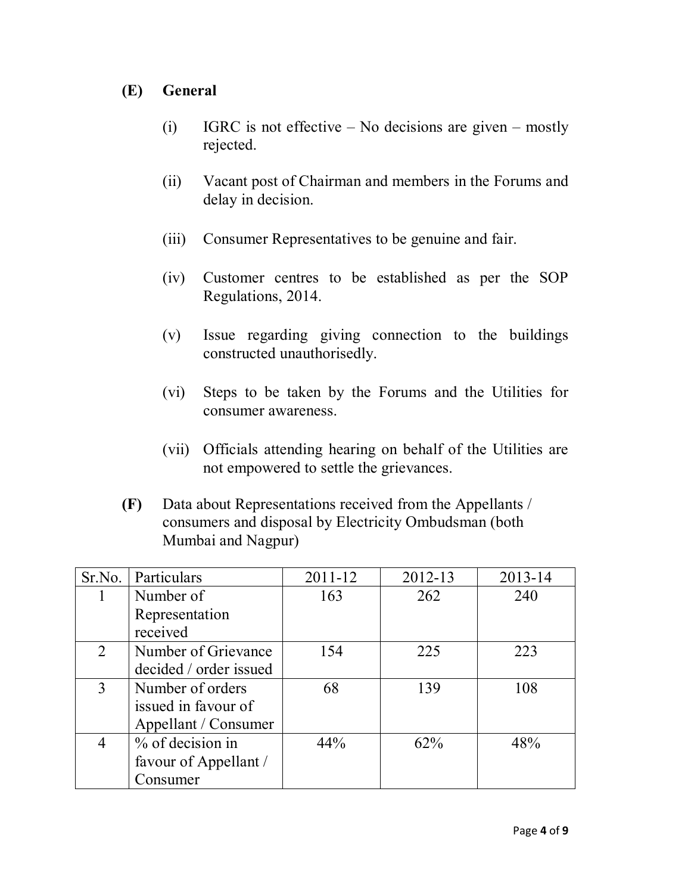**(E) General**

(i) IGRC is not effective – No decisions are given – mostly rejected.

(ii) Vacant post of Chairman and members in the Forums and delay in decision.

(iii) Consumer Representatives to be genuine and fair.

(iv) Customer centres to be established as per the SOP Regulations, 2014.

(v) Issue regarding giving connection to the buildings constructed unauthorisedly.

(vi) Steps to be taken by the Forums and the Utilities for consumer awareness.

(vii) Officials attending hearing on behalf of the Utilities are not empowered to settle the grievances.

**(F)** Data about Representations received from the Appellants / consumers and disposal by Electricity Ombudsman (both Mumbai and Nagpur)

| Sr.No. | Particulars | 2011-12 | 2012-13 | 2013-14 |
|---|---|---|---|---|
| 1 | Number of Representation received | 163 | 262 | 240 |
| 2 | Number of Grievance decided / order issued | 154 | 225 | 223 |
| 3 | Number of orders issued in favour of Appellant / Consumer | 68 | 139 | 108 |
| 4 | % of decision in favour of Appellant / Consumer | 44% | 62% | 48% |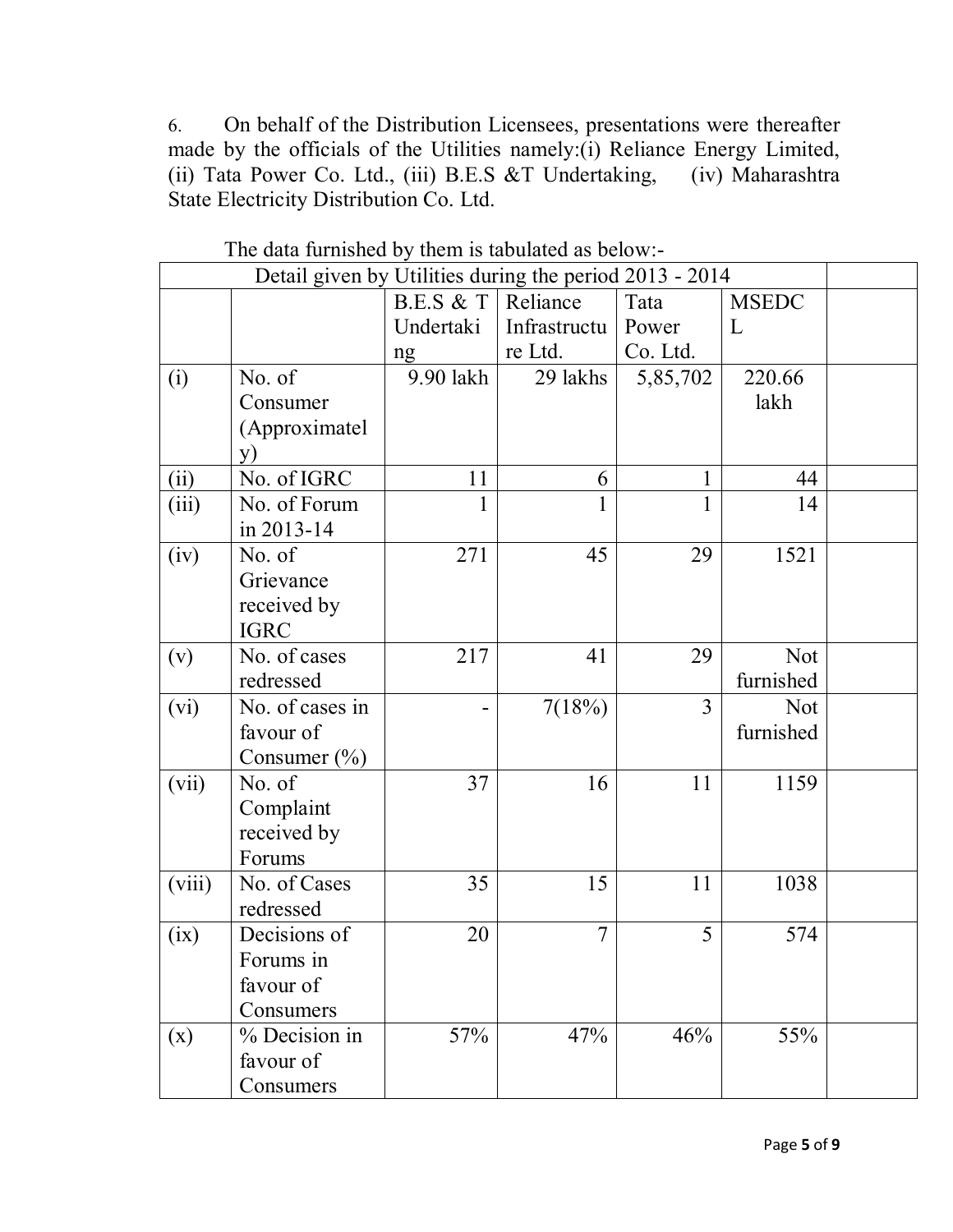6. On behalf of the Distribution Licensees, presentations were thereafter made by the officials of the Utilities namely:(i) Reliance Energy Limited, (ii) Tata Power Co. Ltd., (iii) B.E.S &T Undertaking, (iv) Maharashtra State Electricity Distribution Co. Ltd.

The data furnished by them is tabulated as below:-

| Detail given by Utilities during the period 2013 - 2014 | | | | | | |
|---|---|---|---|---|---|---|
| | | B.E.S & T Undertaking | Reliance Infrastructure Ltd. | Tata Power Co. Ltd. | MSEDCL | |
| (i) | No. of Consumer (Approximately) | 9.90 lakh | 29 lakhs | 5,85,702 | 220.66 lakh | |
| (ii) | No. of IGRC | 11 | 6 | 1 | 44 | |
| (iii) | No. of Forum in 2013-14 | 1 | 1 | 1 | 14 | |
| (iv) | No. of Grievance received by IGRC | 271 | 45 | 29 | 1521 | |
| (v) | No. of cases redressed | 217 | 41 | 29 | Not furnished | |
| (vi) | No. of cases in favour of Consumer (%) | - | 7(18%) | 3 | Not furnished | |
| (vii) | No. of Complaint received by Forums | 37 | 16 | 11 | 1159 | |
| (viii) | No. of Cases redressed | 35 | 15 | 11 | 1038 | |
| (ix) | Decisions of Forums in favour of Consumers | 20 | 7 | 5 | 574 | |
| (x) | % Decision in favour of Consumers | 57% | 47% | 46% | 55% | |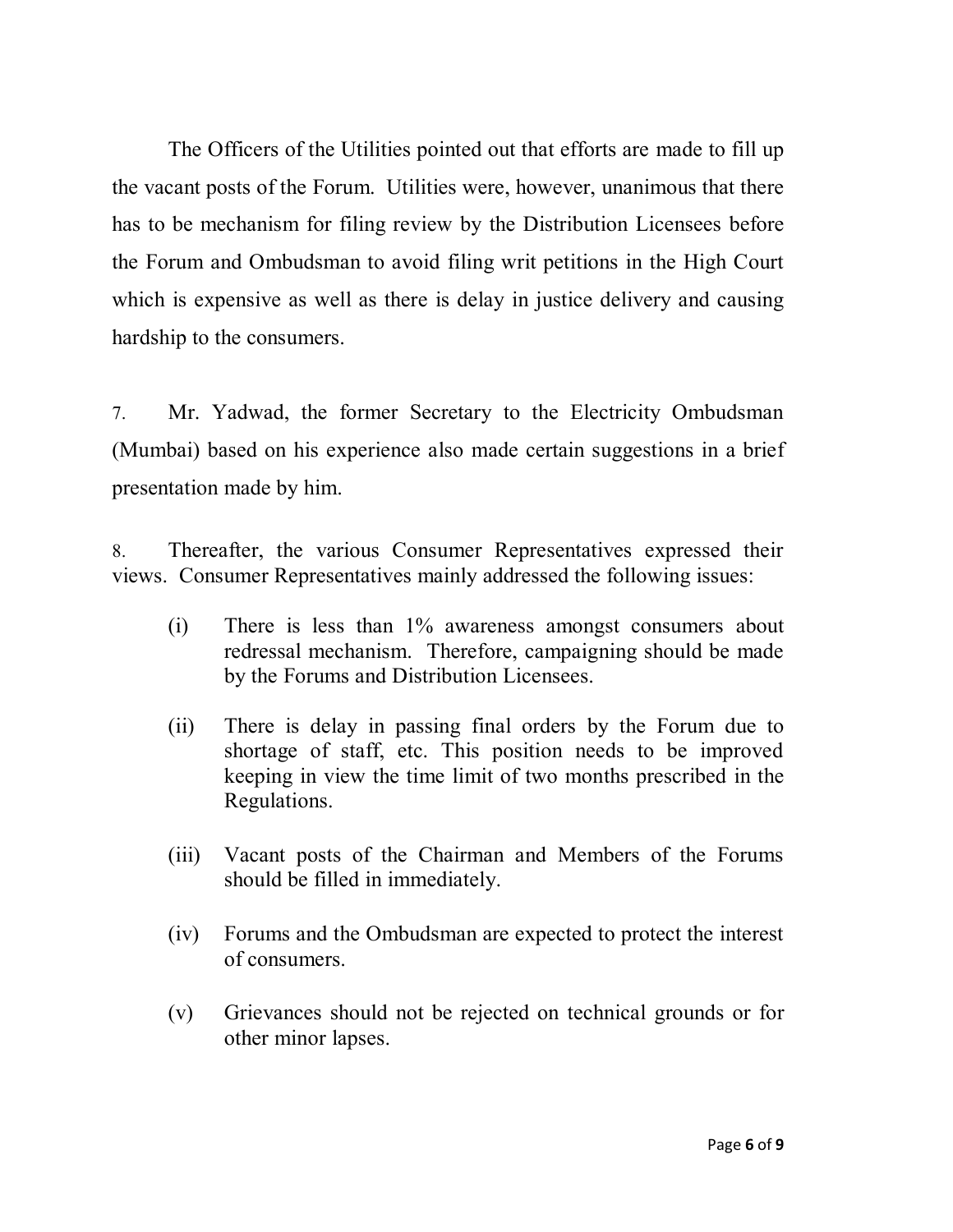The Officers of the Utilities pointed out that efforts are made to fill up the vacant posts of the Forum. Utilities were, however, unanimous that there has to be mechanism for filing review by the Distribution Licensees before the Forum and Ombudsman to avoid filing writ petitions in the High Court which is expensive as well as there is delay in justice delivery and causing hardship to the consumers.

7. Mr. Yadwad, the former Secretary to the Electricity Ombudsman (Mumbai) based on his experience also made certain suggestions in a brief presentation made by him.

8. Thereafter, the various Consumer Representatives expressed their views. Consumer Representatives mainly addressed the following issues:

(i) There is less than 1% awareness amongst consumers about redressal mechanism. Therefore, campaigning should be made by the Forums and Distribution Licensees.

(ii) There is delay in passing final orders by the Forum due to shortage of staff, etc. This position needs to be improved keeping in view the time limit of two months prescribed in the Regulations.

(iii) Vacant posts of the Chairman and Members of the Forums should be filled in immediately.

(iv) Forums and the Ombudsman are expected to protect the interest of consumers.

(v) Grievances should not be rejected on technical grounds or for other minor lapses.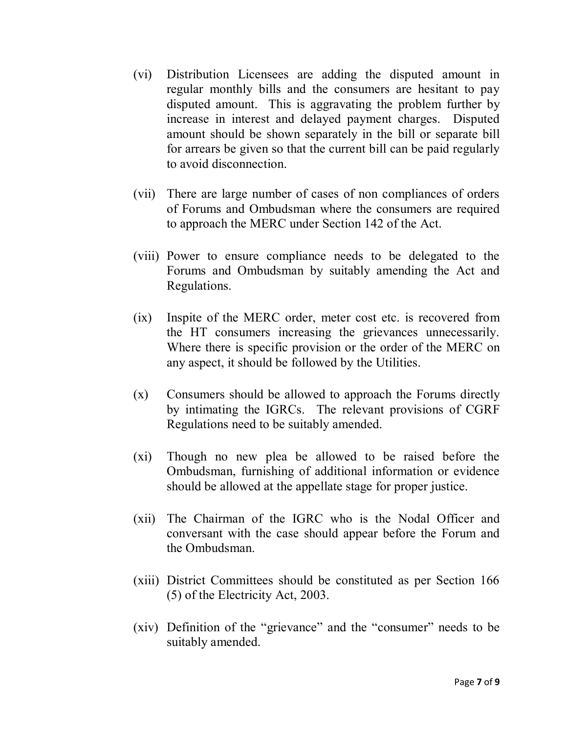(vi) Distribution Licensees are adding the disputed amount in regular monthly bills and the consumers are hesitant to pay disputed amount. This is aggravating the problem further by increase in interest and delayed payment charges. Disputed amount should be shown separately in the bill or separate bill for arrears be given so that the current bill can be paid regularly to avoid disconnection.

(vii) There are large number of cases of non compliances of orders of Forums and Ombudsman where the consumers are required to approach the MERC under Section 142 of the Act.

(viii) Power to ensure compliance needs to be delegated to the Forums and Ombudsman by suitably amending the Act and Regulations.

(ix) Inspite of the MERC order, meter cost etc. is recovered from the HT consumers increasing the grievances unnecessarily. Where there is specific provision or the order of the MERC on any aspect, it should be followed by the Utilities.

(x) Consumers should be allowed to approach the Forums directly by intimating the IGRCs. The relevant provisions of CGRF Regulations need to be suitably amended.

(xi) Though no new plea be allowed to be raised before the Ombudsman, furnishing of additional information or evidence should be allowed at the appellate stage for proper justice.

(xii) The Chairman of the IGRC who is the Nodal Officer and conversant with the case should appear before the Forum and the Ombudsman.

(xiii) District Committees should be constituted as per Section 166 (5) of the Electricity Act, 2003.

(xiv) Definition of the "grievance" and the "consumer" needs to be suitably amended.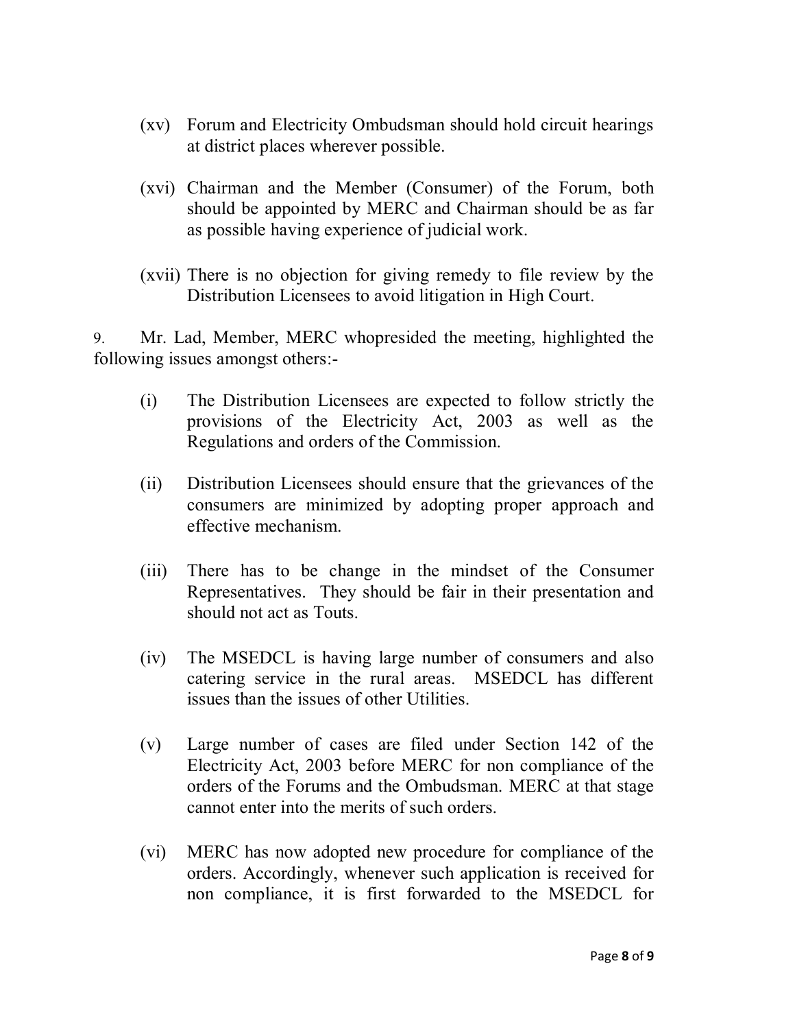(xv) Forum and Electricity Ombudsman should hold circuit hearings at district places wherever possible.

(xvi) Chairman and the Member (Consumer) of the Forum, both should be appointed by MERC and Chairman should be as far as possible having experience of judicial work.

(xvii) There is no objection for giving remedy to file review by the Distribution Licensees to avoid litigation in High Court.

9. Mr. Lad, Member, MERC whopresided the meeting, highlighted the following issues amongst others:-

(i) The Distribution Licensees are expected to follow strictly the provisions of the Electricity Act, 2003 as well as the Regulations and orders of the Commission.

(ii) Distribution Licensees should ensure that the grievances of the consumers are minimized by adopting proper approach and effective mechanism.

(iii) There has to be change in the mindset of the Consumer Representatives. They should be fair in their presentation and should not act as Touts.

(iv) The MSEDCL is having large number of consumers and also catering service in the rural areas. MSEDCL has different issues than the issues of other Utilities.

(v) Large number of cases are filed under Section 142 of the Electricity Act, 2003 before MERC for non compliance of the orders of the Forums and the Ombudsman. MERC at that stage cannot enter into the merits of such orders.

(vi) MERC has now adopted new procedure for compliance of the orders. Accordingly, whenever such application is received for non compliance, it is first forwarded to the MSEDCL for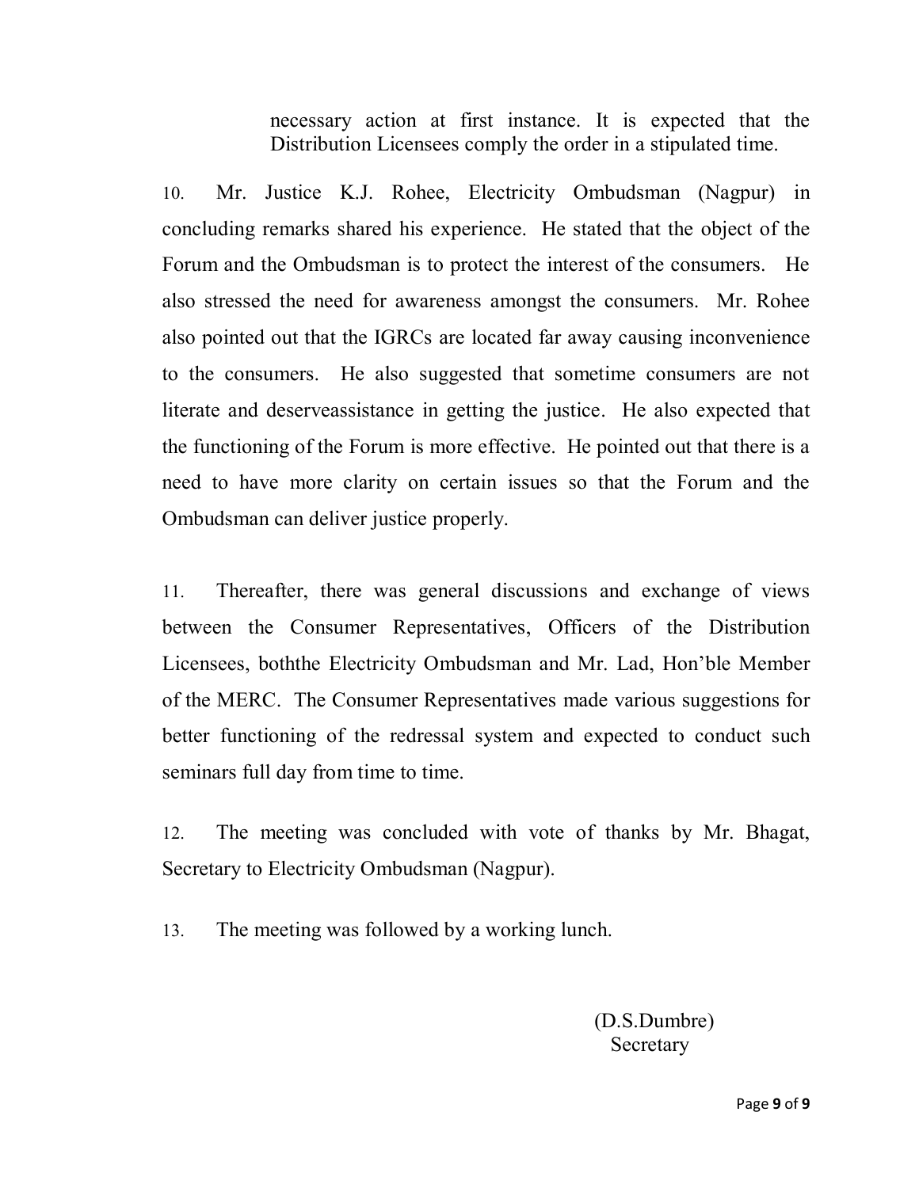necessary action at first instance. It is expected that the Distribution Licensees comply the order in a stipulated time.

10. Mr. Justice K.J. Rohee, Electricity Ombudsman (Nagpur) in concluding remarks shared his experience. He stated that the object of the Forum and the Ombudsman is to protect the interest of the consumers. He also stressed the need for awareness amongst the consumers. Mr. Rohee also pointed out that the IGRCs are located far away causing inconvenience to the consumers. He also suggested that sometime consumers are not literate and deserveassistance in getting the justice. He also expected that the functioning of the Forum is more effective. He pointed out that there is a need to have more clarity on certain issues so that the Forum and the Ombudsman can deliver justice properly.

11. Thereafter, there was general discussions and exchange of views between the Consumer Representatives, Officers of the Distribution Licensees, boththe Electricity Ombudsman and Mr. Lad, Hon'ble Member of the MERC. The Consumer Representatives made various suggestions for better functioning of the redressal system and expected to conduct such seminars full day from time to time.

12. The meeting was concluded with vote of thanks by Mr. Bhagat, Secretary to Electricity Ombudsman (Nagpur).

13. The meeting was followed by a working lunch.

(D.S.Dumbre)
Secretary